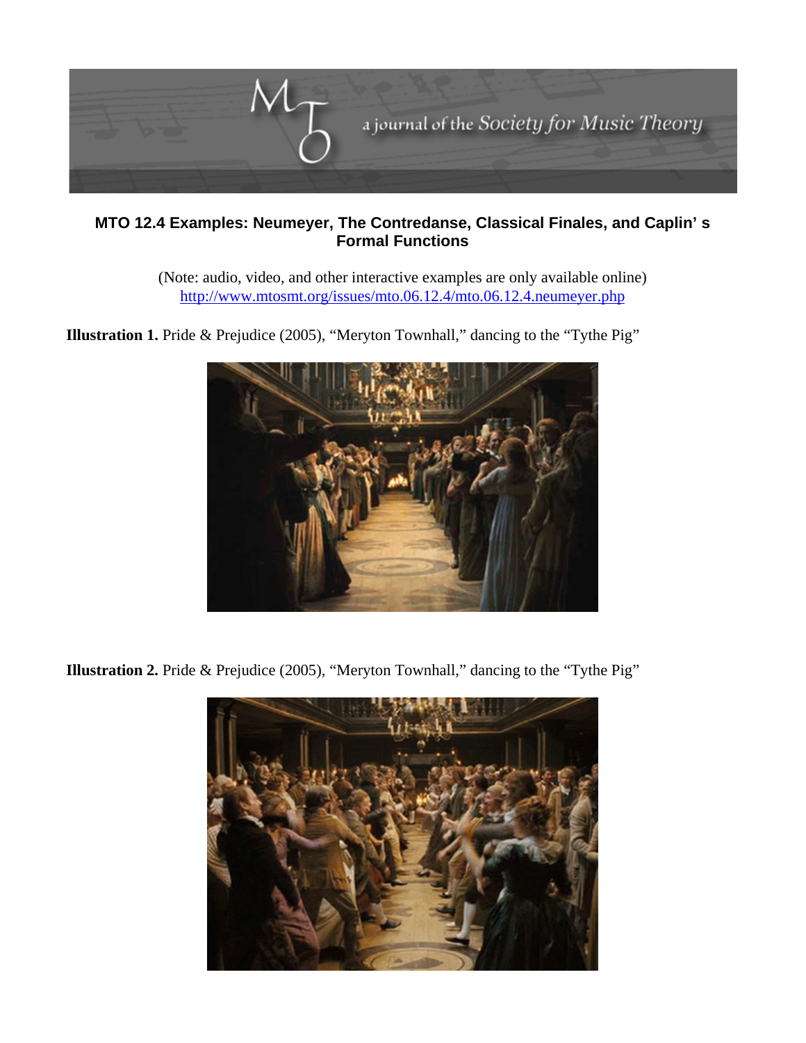# MTO 12.4 Examples: Neumeyer, The Contredanse, Classical Finales, and Caplin' s Formal Functions

(Note: audio, video, and other interactive examples are only available online)
http://www.mtosmt.org/issues/mto.06.12.4/mto.06.12.4.neumeyer.php

**Illustration 1.** Pride & Prejudice (2005), "Meryton Townhall," dancing to the "Tythe Pig"

**Illustration 2.** Pride & Prejudice (2005), "Meryton Townhall," dancing to the "Tythe Pig"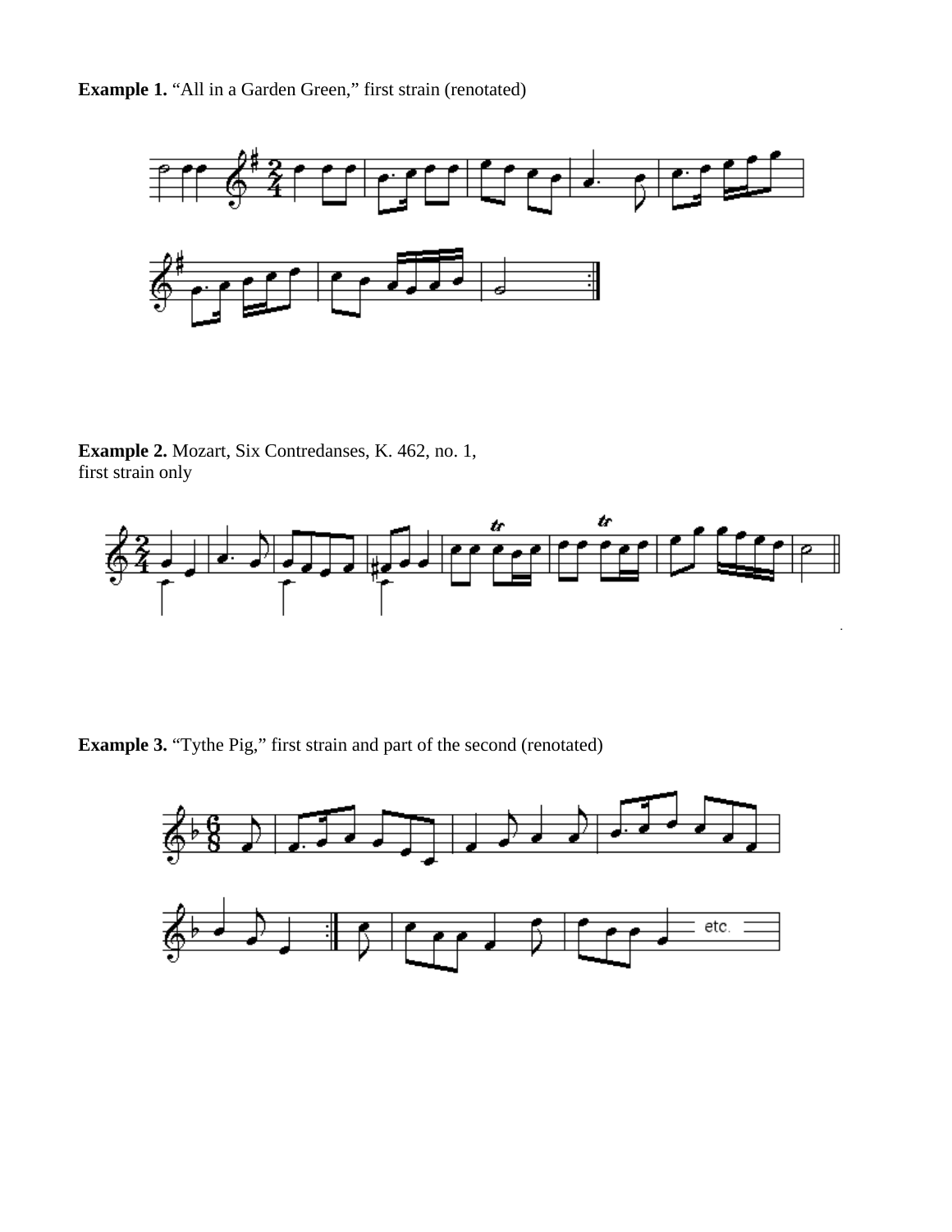**Example 1.** “All in a Garden Green,” first strain (renotated)

**Example 2.** Mozart, Six Contredanses, K. 462, no. 1, first strain only

**Example 3.** “Tythe Pig,” first strain and part of the second (renotated)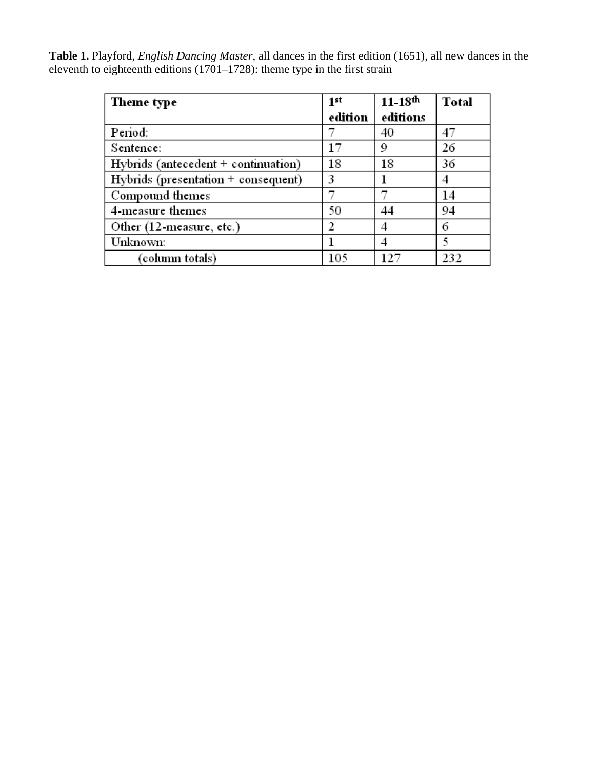**Table 1.** Playford, *English Dancing Master*, all dances in the first edition (1651), all new dances in the eleventh to eighteenth editions (1701–1728): theme type in the first strain

| Theme type | 1st edition | 11-18th editions | Total |
|---|---|---|---|
| Period: | 7 | 40 | 47 |
| Sentence: | 17 | 9 | 26 |
| Hybrids (antecedent + continuation) | 18 | 18 | 36 |
| Hybrids (presentation + consequent) | 3 | 1 | 4 |
| Compound themes | 7 | 7 | 14 |
| 4-measure themes | 50 | 44 | 94 |
| Other (12-measure, etc.) | 2 | 4 | 6 |
| Unknown: | 1 | 4 | 5 |
| (column totals) | 105 | 127 | 232 |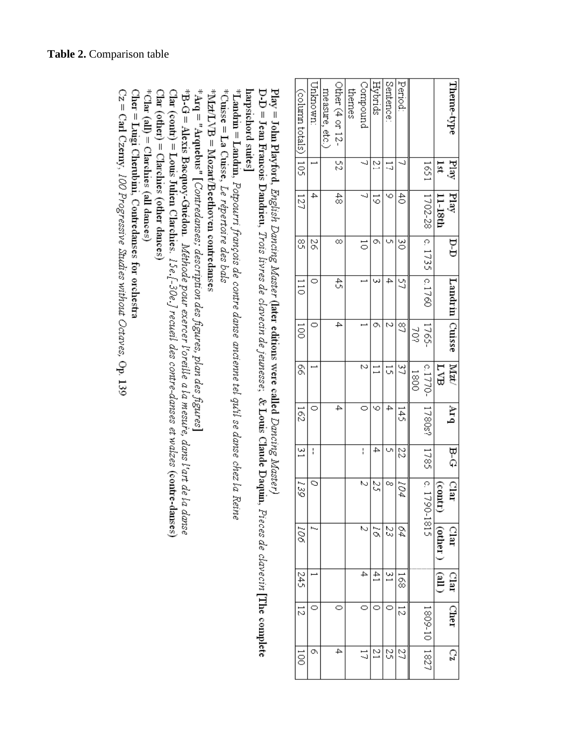**Table 2.** Comparison table

| Theme-type | Play 1st | Play 11-18th | D-D | Landrin | Cuisse | Mzt/ LVB | Arq | B-G | Clar (contr) | Clar (other ) | Clar (all ) | Cher | Cz |
|---|---|---|---|---|---|---|---|---|---|---|---|---|---|
| | 1651 | 1702-28 | c. 1735 | c.1760 | 1765-70? | c.1770-1800 | 1780s? | 1785 | c. 1790-1815 | | | 1809-10 | 1827 |
| Period: | 7 | 40 | 30 | 57 | 87 | 37 | 145 | 22 | *104* | *64* | 168 | 12 | 27 |
| Sentence: | 17 | 9 | 5 | 4 | 2 | 15 | 4 | 5 | *8* | *23* | 31 | 0 | 25 |
| Hybrids | 21 | 19 | 6 | 3 | 6 | 11 | 9 | 4 | *25* | *16* | 41 | 0 | 21 |
| Compound themes | 7 | 7 | 10 | 1 | 1 | 2 | 0 | -- | *2* | *2* | 4 | 0 | 17 |
| Other (4 or 12-measure, etc.) | 52 | 48 | 8 | 45 | 4 | | 4 | | | | | 0 | 4 |
| Unknown: | 1 | 4 | 26 | 0 | 0 | 1 | 0 | -- | *0* | *1* | 1 | 0 | 6 |
| (column totals) | 105 | 127 | 85 | 110 | 100 | 66 | 162 | 31 | *139* | *106* | 245 | 12 | 100 |

**Play = John Playford**, *English Dancing Master* **(later editions were called** *Dancing Master)*
**D-D = Jean François Dandrieu**, *Trois livres de clavecin de jeunesse*; **& Louis Claude Daquin**, *Pieces de clavecin* **[The complete harpsichord suites]**
***Landrin = Landrin**, *Potpourri françois de contre danse ancienne tel qu'il se danse chez la Reine*
***Cuisse = La Cuisse**, *Le répertoire des bals*
***Mzt/LVB = Mozart/Beethoven contredanses**
***Arq = "Arquebus"** *[Contredanses: description des figures, plan des figures]*
***B-G = Alexis Bacquoy-Guédon**. *Méthode pour exercer l'oreille a la mesure, dans l'art de la danse*
**Clar (contr) = Louis Julien Clarchies**. *15e.[-30e.] recueil des contre-danses et walzes* **(contre-danses)**
**Clar (other) = Clarchies (other dances)**
***Clar (all) = Clarchies (all dances)**
**Cher = Luigi Cherubini, Contredanses for orchestra**
**Cz = Carl Czerny**, *100 Progressive Studies without Octaves*, **Op. 139**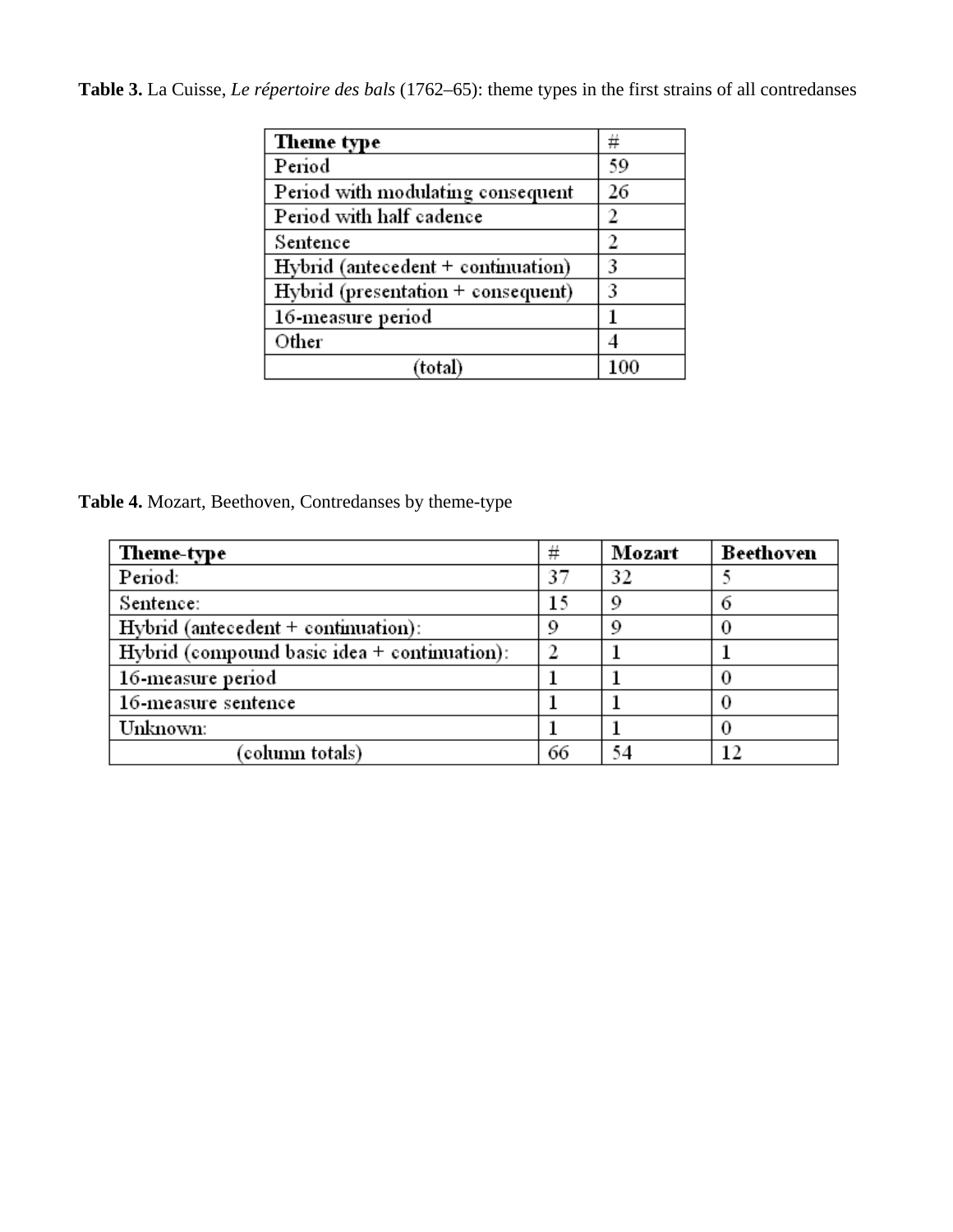**Table 3.** La Cuisse, *Le répertoire des bals* (1762–65): theme types in the first strains of all contredanses

| Theme type | # |
|---|---|
| Period | 59 |
| Period with modulating consequent | 26 |
| Period with half cadence | 2 |
| Sentence | 2 |
| Hybrid (antecedent + continuation) | 3 |
| Hybrid (presentation + consequent) | 3 |
| 16-measure period | 1 |
| Other | 4 |
| (total) | 100 |

**Table 4.** Mozart, Beethoven, Contredanses by theme-type

| Theme-type | # | Mozart | Beethoven |
|---|---|---|---|
| Period: | 37 | 32 | 5 |
| Sentence: | 15 | 9 | 6 |
| Hybrid (antecedent + continuation): | 9 | 9 | 0 |
| Hybrid (compound basic idea + continuation): | 2 | 1 | 1 |
| 16-measure period | 1 | 1 | 0 |
| 16-measure sentence | 1 | 1 | 0 |
| Unknown: | 1 | 1 | 0 |
| (column totals) | 66 | 54 | 12 |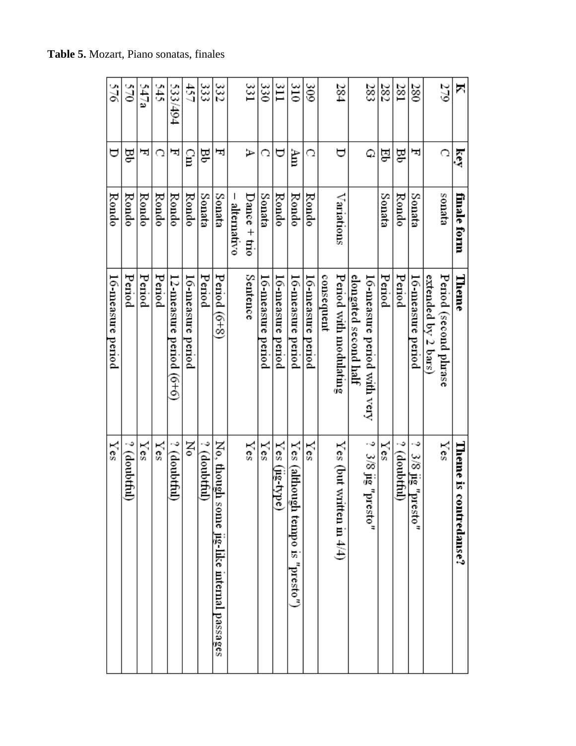**Table 5.** Mozart, Piano sonatas, finales

| K | key | finale form | Theme | Theme is contredanse? |
|---|---|---|---|---|
| 279 | C | sonata | Period (second phrase extended by 2 bars) | Yes |
| 280 | F | Sonata | 16-measure period | ? 3/8 jig "presto" |
| 281 | Bb | Rondo | Period | ? (doubtful) |
| 282 | Eb | Sonata | Period | Yes |
| 283 | G | | 16-measure period with very elongated second half | ? 3/8 jig "presto" |
| 284 | D | Variations | Period with modulating consequent | Yes (but written in 4/4) |
| 309 | C | Rondo | 16-measure period | Yes |
| 310 | Am | Rondo | 16-measure period | Yes (although tempo is "presto") |
| 311 | D | Rondo | 16-measure period | Yes (jig-type) |
| 330 | C | Sonata | 16-measure period | Yes |
| 331 | A | Dance + trio – alternativo | Sentence | Yes |
| 332 | F | Sonata | Period (6+8) | No, though some jig-like internal passages |
| 333 | Bb | Sonata | Period | ? (doubtful) |
| 457 | Cm | Rondo | 16-measure period | No |
| 533/494 | F | Rondo | 12-measure period (6+6) | ? (doubtful) |
| 545 | C | Rondo | Period | Yes |
| 547a | F | Rondo | Period | Yes |
| 570 | Bb | Rondo | Period | ? (doubtful) |
| 576 | D | Rondo | 16-measure period | Yes |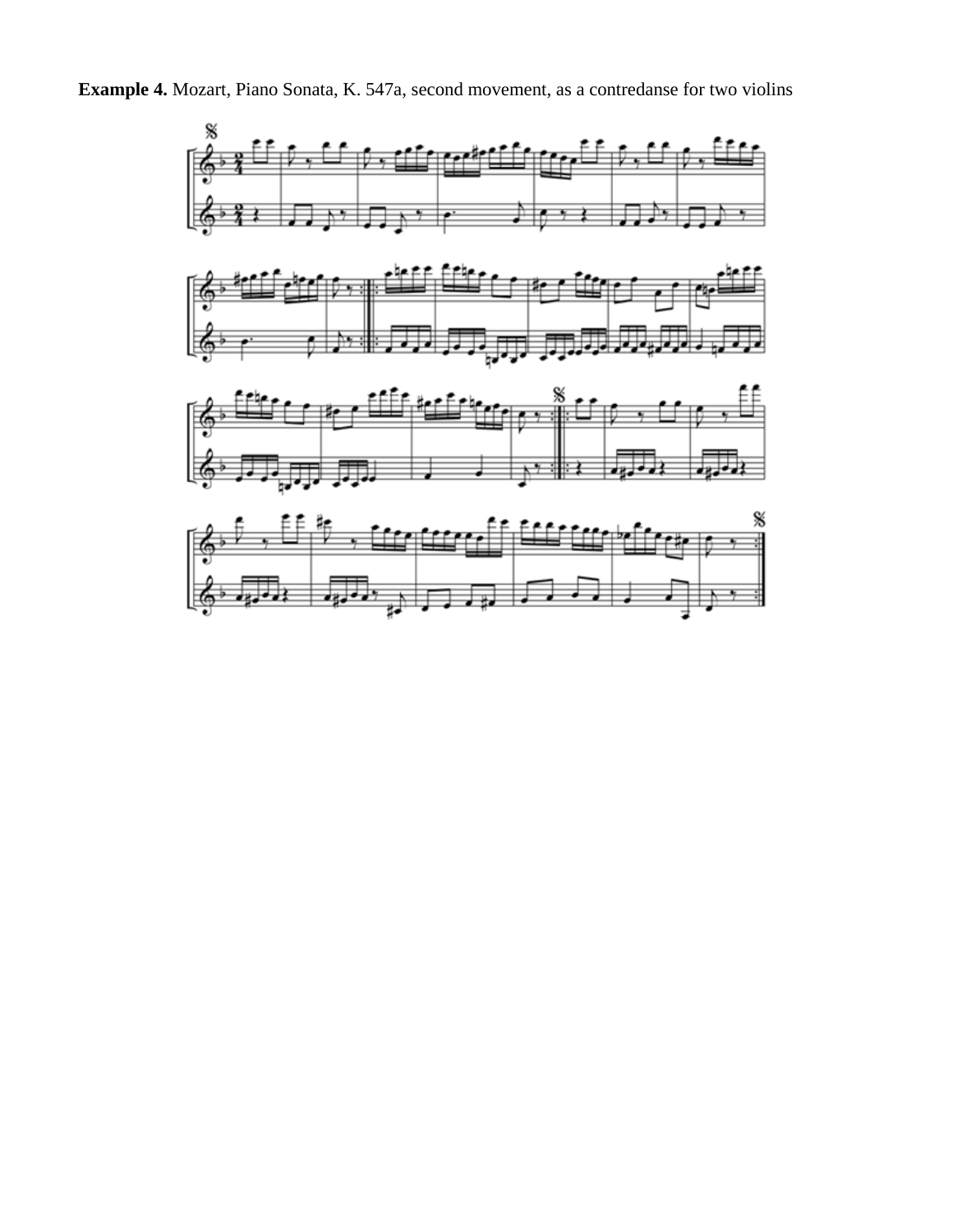**Example 4.** Mozart, Piano Sonata, K. 547a, second movement, as a contredanse for two violins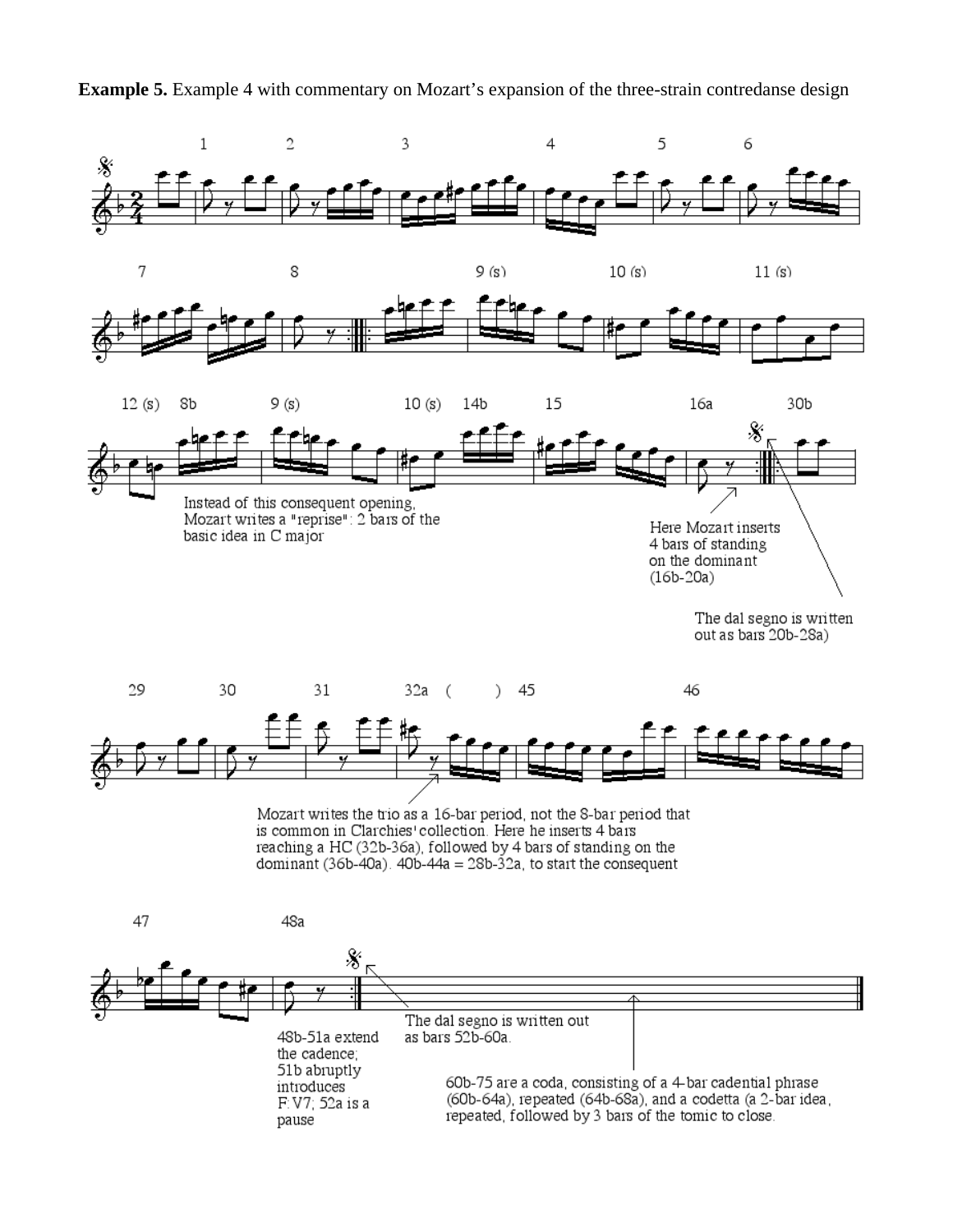**Example 5.** Example 4 with commentary on Mozart's expansion of the three-strain contredanse design

1 2 3 4 5 6

7 8 9 (s) 10 (s) 11 (s)

12 (s) 8b 9 (s) 10 (s) 14b 15 16a 30b

Instead of this consequent opening, Mozart writes a "reprise": 2 bars of the basic idea in C major

Here Mozart inserts 4 bars of standing on the dominant (16b-20a)

The dal segno is written out as bars 20b-28a)

29 30 31 32a ( ) 45 46

Mozart writes the trio as a 16-bar period, not the 8-bar period that is common in Clarchies' collection. Here he inserts 4 bars reaching a HC (32b-36a), followed by 4 bars of standing on the dominant (36b-40a). 40b-44a = 28b-32a, to start the consequent

47 48a

48b-51a extend the cadence; 51b abruptly introduces F:V7; 52a is a pause

The dal segno is written out as bars 52b-60a.

60b-75 are a coda, consisting of a 4-bar cadential phrase (60b-64a), repeated (64b-68a), and a codetta (a 2-bar idea, repeated, followed by 3 bars of the tonic to close.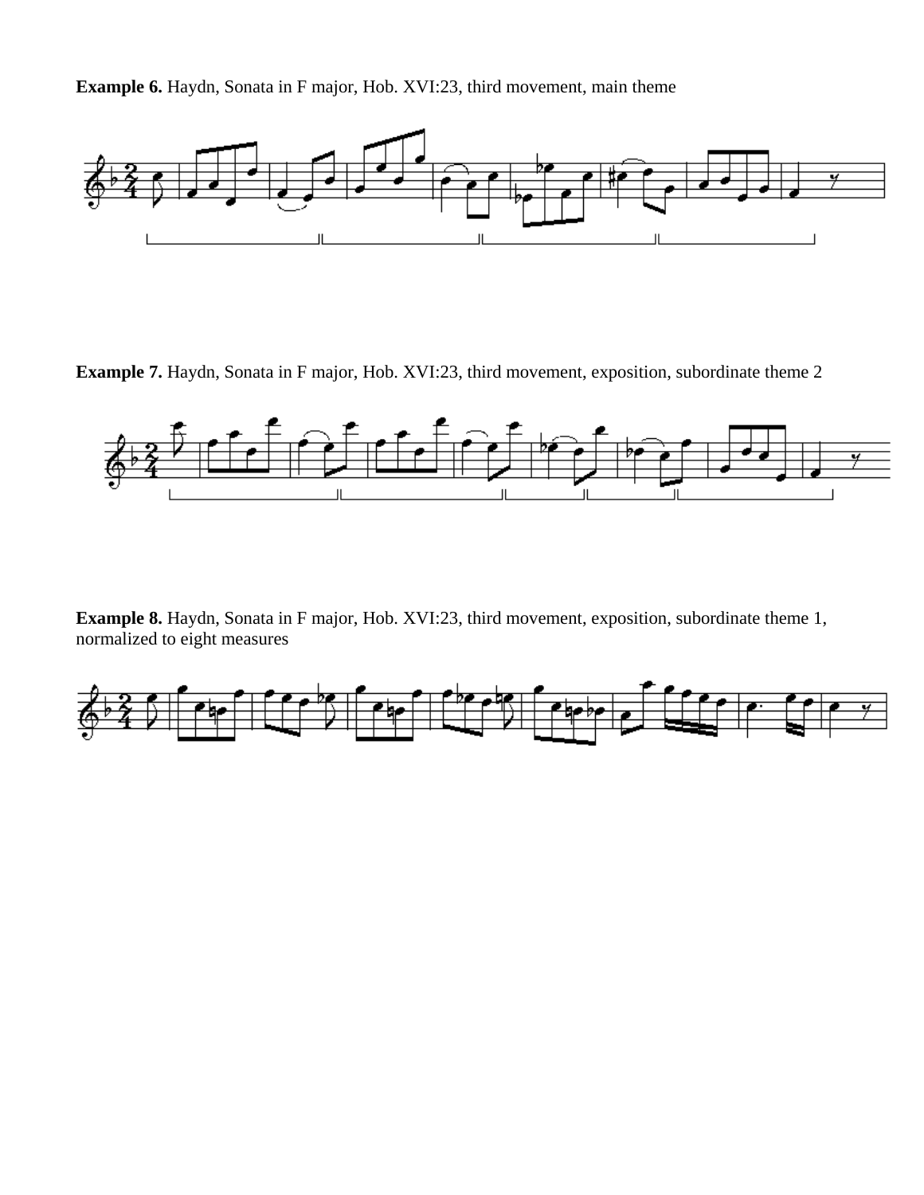**Example 6.** Haydn, Sonata in F major, Hob. XVI:23, third movement, main theme

**Example 7.** Haydn, Sonata in F major, Hob. XVI:23, third movement, exposition, subordinate theme 2

**Example 8.** Haydn, Sonata in F major, Hob. XVI:23, third movement, exposition, subordinate theme 1, normalized to eight measures